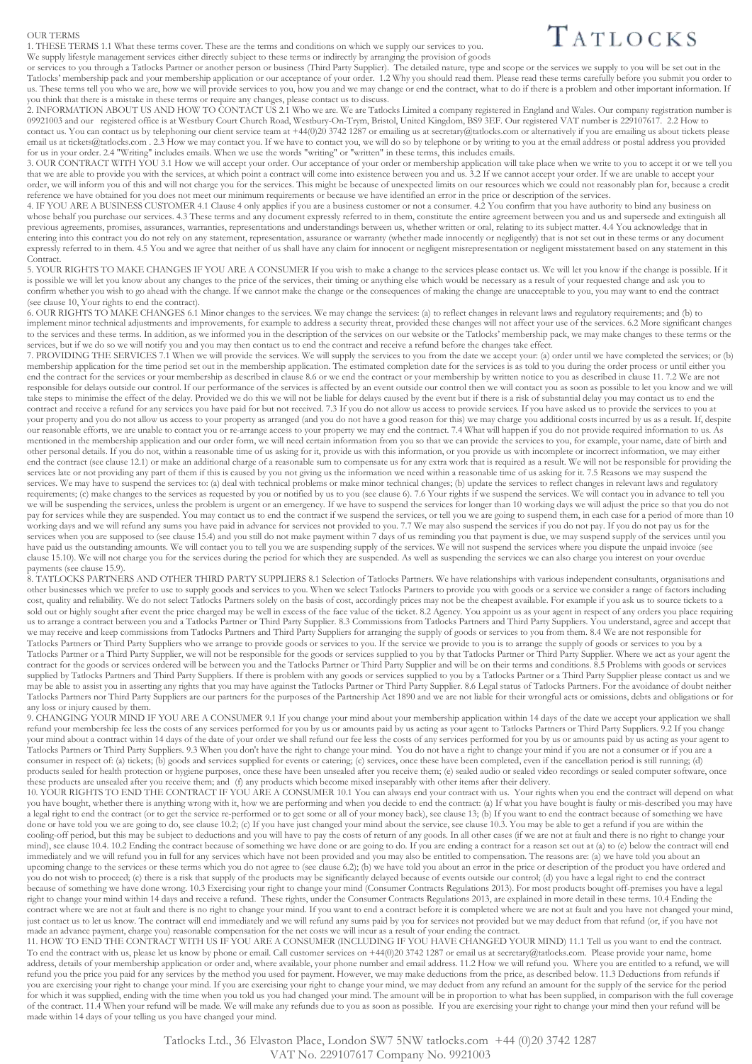# TATLOCKS

OUR TERMS

1. THESE TERMS 1.1 What these terms cover. These are the terms and conditions on which we supply our services to you.
We supply lifestyle management services either directly subject to these terms or indirectly by arranging the provision of goods or services to you through a Tatlocks Partner or another person or business (Third Party Supplier). The detailed nature, type and scope of the services we supply to you will be set out in the Tatlocks' membership pack and your membership application or our acceptance of your order. 1.2 Why you should read them. Please read these terms carefully before you submit you order to us. These terms tell you who we are, how we will provide services to you, how you and we may change or end the contract, what to do if there is a problem and other important information. If you think that there is a mistake in these terms or require any changes, please contact us to discuss.

2. INFORMATION ABOUT US AND HOW TO CONTACT US 2.1 Who we are. We are Tatlocks Limited a company registered in England and Wales. Our company registration number is 09921003 and our registered office is at Westbury Court Church Road, Westbury-On-Trym, Bristol, United Kingdom, BS9 3EF. Our registered VAT number is 229107617. 2.2 How to contact us. You can contact us by telephoning our client service team at +44(0)20 3742 1287 or emailing us at secretary@tatlocks.com or alternatively if you are emailing us about tickets please email us at tickets@tatlocks.com . 2.3 How we may contact you. If we have to contact you, we will do so by telephone or by writing to you at the email address or postal address you provided for us in your order. 2.4 "Writing" includes emails. When we use the words "writing" or "written" in these terms, this includes emails.

3. OUR CONTRACT WITH YOU 3.1 How we will accept your order. Our acceptance of your order or membership application will take place when we write to you to accept it or we tell you that we are able to provide you with the services, at which point a contract will come into existence between you and us. 3.2 If we cannot accept your order. If we are unable to accept your order, we will inform you of this and will not charge you for the services. This might be because of unexpected limits on our resources which we could not reasonably plan for, because a credit reference we have obtained for you does not meet our minimum requirements or because we have identified an error in the price or description of the services.

4. IF YOU ARE A BUSINESS CUSTOMER 4.1 Clause 4 only applies if you are a business customer or not a consumer. 4.2 You confirm that you have authority to bind any business on whose behalf you purchase our services. 4.3 These terms and any document expressly referred to in them, constitute the entire agreement between you and us and supersede and extinguish all previous agreements, promises, assurances, warranties, representations and understandings between us, whether written or oral, relating to its subject matter. 4.4 You acknowledge that in entering into this contract you do not rely on any statement, representation, assurance or warranty (whether made innocently or negligently) that is not set out in these terms or any document expressly referred to in them. 4.5 You and we agree that neither of us shall have any claim for innocent or negligent misrepresentation or negligent misstatement based on any statement in this Contract.

5. YOUR RIGHTS TO MAKE CHANGES IF YOU ARE A CONSUMER If you wish to make a change to the services please contact us. We will let you know if the change is possible. If it is possible we will let you know about any changes to the price of the services, their timing or anything else which would be necessary as a result of your requested change and ask you to confirm whether you wish to go ahead with the change. If we cannot make the change or the consequences of making the change are unacceptable to you, you may want to end the contract (see clause 10, Your rights to end the contract).

6. OUR RIGHTS TO MAKE CHANGES 6.1 Minor changes to the services. We may change the services: (a) to reflect changes in relevant laws and regulatory requirements; and (b) to implement minor technical adjustments and improvements, for example to address a security threat, provided these changes will not affect your use of the services. 6.2 More significant changes to the services and these terms. In addition, as we informed you in the description of the services on our website or the Tatlocks' membership pack, we may make changes to these terms or the services, but if we do so we will notify you and you may then contact us to end the contract and receive a refund before the changes take effect.

7. PROVIDING THE SERVICES 7.1 When we will provide the services. We will supply the services to you from the date we accept your: (a) order until we have completed the services; or (b) membership application for the time period set out in the membership application. The estimated completion date for the services is as told to you during the order process or until either you end the contract for the services or your membership as described in clause 8.6 or we end the contract or your membership by written notice to you as described in clause 11. 7.2 We are not responsible for delays outside our control. If our performance of the services is affected by an event outside our control then we will contact you as soon as possible to let you know and we will take steps to minimise the effect of the delay. Provided we do this we will not be liable for delays caused by the event but if there is a risk of substantial delay you may contact us to end the contract and receive a refund for any services you have paid for but not received. 7.3 If you do not allow us access to provide services. If you have asked us to provide the services to you at your property and you do not allow us access to your property as arranged (and you do not have a good reason for this) we may charge you additional costs incurred by us as a result. If, despite our reasonable efforts, we are unable to contact you or re-arrange access to your property we may end the contract. 7.4 What will happen if you do not provide required information to us. As mentioned in the membership application and our order form, we will need certain information from you so that we can provide the services to you, for example, your name, date of birth and other personal details. If you do not, within a reasonable time of us asking for it, provide us with this information, or you provide us with incomplete or incorrect information, we may either end the contract (see clause 12.1) or make an additional charge of a reasonable sum to compensate us for any extra work that is required as a result. We will not be responsible for providing the services late or not providing any part of them if this is caused by you not giving us the information we need within a reasonable time of us asking for it. 7.5 Reasons we may suspend the services. We may have to suspend the services to: (a) deal with technical problems or make minor technical changes; (b) update the services to reflect changes in relevant laws and regulatory requirements; (c) make changes to the services as requested by you or notified by us to you (see clause 6). 7.6 Your rights if we suspend the services. We will contact you in advance to tell you we will be suspending the services, unless the problem is urgent or an emergency. If we have to suspend the services for longer than 10 working days we will adjust the price so that you do not pay for services while they are suspended. You may contact us to end the contract if we suspend the services, or tell you we are going to suspend them, in each case for a period of more than 10 working days and we will refund any sums you have paid in advance for services not provided to you. 7.7 We may also suspend the services if you do not pay. If you do not pay us for the services when you are supposed to (see clause 15.4) and you still do not make payment within 7 days of us reminding you that payment is due, we may suspend supply of the services until you have paid us the outstanding amounts. We will contact you to tell you we are suspending supply of the services. We will not suspend the services where you dispute the unpaid invoice (see clause 15.10). We will not charge you for the services during the period for which they are suspended. As well as suspending the services we can also charge you interest on your overdue payments (see clause 15.9).

8. TATLOCKS PARTNERS AND OTHER THIRD PARTY SUPPLIERS 8.1 Selection of Tatlocks Partners. We have relationships with various independent consultants, organisations and other businesses which we prefer to use to supply goods and services to you. When we select Tatlocks Partners to provide you with goods or a service we consider a range of factors including cost, quality and reliability. We do not select Tatlocks Partners solely on the basis of cost, accordingly prices may not be the cheapest available. For example if you ask us to source tickets to a sold out or highly sought after event the price charged may be well in excess of the face value of the ticket. 8.2 Agency. You appoint us as your agent in respect of any orders you place requiring us to arrange a contract between you and a Tatlocks Partner or Third Party Supplier. 8.3 Commissions from Tatlocks Partners and Third Party Suppliers. You understand, agree and accept that we may receive and keep commissions from Tatlocks Partners and Third Party Suppliers for arranging the supply of goods or services to you from them. 8.4 We are not responsible for Tatlocks Partners or Third Party Suppliers who we arrange to provide goods or services to you. If the service we provide to you is to arrange the supply of goods or services to you by a Tatlocks Partner or a Third Party Supplier, we will not be responsible for the goods or services supplied to you by that Tatlocks Partner or Third Party Supplier. Where we act as your agent the contract for the goods or services ordered will be between you and the Tatlocks Partner or Third Party Supplier and will be on their terms and conditions. 8.5 Problems with goods or services supplied by Tatlocks Partners and Third Party Suppliers. If there is problem with any goods or services supplied to you by a Tatlocks Partner or a Third Party Supplier please contact us and we may be able to assist you in asserting any rights that you may have against the Tatlocks Partner or Third Party Supplier. 8.6 Legal status of Tatlocks Partners. For the avoidance of doubt neither Tatlocks Partners nor Third Party Suppliers are our partners for the purposes of the Partnership Act 1890 and we are not liable for their wrongful acts or omissions, debts and obligations or for any loss or injury caused by them.

9. CHANGING YOUR MIND IF YOU ARE A CONSUMER 9.1 If you change your mind about your membership application within 14 days of the date we accept your application we shall refund your membership fee less the costs of any services performed for you by us or amounts paid by us acting as your agent to Tatlocks Partners or Third Party Suppliers. 9.2 If you change your mind about a contract within 14 days of the date of your order we shall refund our fee less the costs of any services performed for you by us or amounts paid by us acting as your agent to Tatlocks Partners or Third Party Suppliers. 9.3 When you don't have the right to change your mind. You do not have a right to change your mind if you are not a consumer or if you are a consumer in respect of: (a) tickets; (b) goods and services supplied for events or catering; (c) services, once these have been completed, even if the cancellation period is still running; (d) products sealed for health protection or hygiene purposes, once these have been unsealed after you receive them; (e) sealed audio or sealed video recordings or sealed computer software, once these products are unsealed after you receive them; and (f) any products which become mixed inseparably with other items after their delivery.

10. YOUR RIGHTS TO END THE CONTRACT IF YOU ARE A CONSUMER 10.1 You can always end your contract with us. Your rights when you end the contract will depend on what you have bought, whether there is anything wrong with it, how we are performing and when you decide to end the contract: (a) If what you have bought is faulty or mis-described you may have a legal right to end the contract (or to get the service re-performed or to get some or all of your money back), see clause 13; (b) If you want to end the contract because of something we have done or have told you we are going to do, see clause 10.2; (c) If you have just changed your mind about the service, see clause 10.3. You may be able to get a refund if you are within the cooling-off period, but this may be subject to deductions and you will have to pay the costs of return of any goods. (d) In all other cases (if we are not at fault and there is no right to change your mind), see clause 10.4. 10.2 Ending the contract because of something we have done or are going to do. If you are ending a contract for a reason set out at (a) to (e) below the contract will end immediately and we will refund you in full for any services which have not been provided and you may also be entitled to compensation. The reasons are: (a) we have told you about an upcoming change to the services or these terms which you do not agree to (see clause 6.2); (b) we have told you about an error in the price or description of the product you have ordered and you do not wish to proceed; (c) there is a risk that supply of the products may be significantly delayed because of events outside our control; (d) you have a legal right to end the contract because of something we have done wrong. 10.3 Exercising your right to change your mind (Consumer Contracts Regulations 2013). For most products bought off-premises you have a legal right to change your mind within 14 days and receive a refund. These rights, under the Consumer Contracts Regulations 2013, are explained in more detail in these terms. 10.4 Ending the contract where we are not at fault and there is no right to change your mind. If you want to end a contract before it is completed where we are not at fault and you have not changed your mind, just contact us to let us know. The contract will end immediately and we will refund any sums paid by you for services not provided but we may deduct from that refund (or, if you have not made an advance payment, charge you) reasonable compensation for the net costs we will incur as a result of your ending the contract.

11. HOW TO END THE CONTRACT WITH US IF YOU ARE A CONSUMER (INCLUDING IF YOU HAVE CHANGED YOUR MIND) 11.1 Tell us you want to end the contract. To end the contract with us, please let us know by phone or email. Call customer services on +44(0)20 3742 1287 or email us at secretary@tatlocks.com. Please provide your name, home address, details of your membership application or order and, where available, your phone number and email address. 11.2 How we will refund you. Where you are entitled to a refund, we will refund you the price you paid for any services by the method you used for payment. However, we may make deductions from the price, as described below. 11.3 Deductions from refunds if you are exercising your right to change your mind. If you are exercising your right to change your mind, we may deduct from any refund an amount for the supply of the service for the period for which it was supplied, ending with the time when you told us you had changed your mind. The amount will be in proportion to what has been supplied, in comparison with the full coverage of the contract. 11.4 When your refund will be made. We will make any refunds due to you as soon as possible. If you are exercising your right to change your mind then your refund will be made within 14 days of your telling us you have changed your mind.

Tatlocks Ltd., 36 Elvaston Place, London SW7 5NW tatlocks.com +44 (0)20 3742 1287
VAT No. 229107617 Company No. 9921003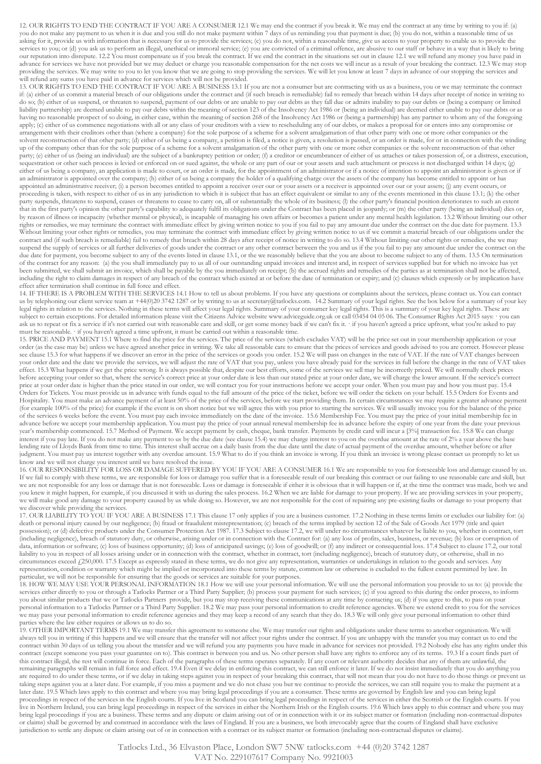12. OUR RIGHTS TO END THE CONTRACT IF YOU ARE A CONSUMER 12.1 We may end the contract if you break it. We may end the contract at any time by writing to you if: (a) you do not make any payment to us when it is due and you still do not make payment within 7 days of us reminding you that payment is due; (b) you do not, within a reasonable time of us asking for it, provide us with information that is necessary for us to provide the services; (c) you do not, within a reasonable time, give us access to your property to enable us to provide the services to you; or (d) you ask us to perform an illegal, unethical or immoral service; (e) you are convicted of a criminal offence, are abusive to our staff or behave in a way that is likely to bring our reputation into disrepute. 12.2 You must compensate us if you break the contract. If we end the contract in the situations set out in clause 12.1 we will refund any money you have paid in advance for services we have not provided but we may deduct or charge you reasonable compensation for the net costs we will incur as a result of your breaking the contract. 12.3 We may stop providing the services. We may write to you to let you know that we are going to stop providing the services. We will let you know at least 7 days in advance of our stopping the services and will refund any sums you have paid in advance for services which will not be provided.

13. OUR RIGHTS TO END THE CONTRACT IF YOU ARE A BUSINESS 13.1 If you are not a consumer but are contracting with us as a business, you or we may terminate the contract if: (a) either of us commit a material breach of our obligations under the contract and (if such breach is remediable) fail to remedy that breach within 14 days after receipt of notice in writing to do so; (b) either of us suspend, or threaten to suspend, payment of our debts or are unable to pay our debts as they fall due or admits inability to pay our debts or (being a company or limited liability partnership) are deemed unable to pay our debts within the meaning of section 123 of the Insolvency Act 1986 or (being an individual) are deemed either unable to pay our debts or as having no reasonable prospect of so doing, in either case, within the meaning of section 268 of the Insolvency Act 1986 or (being a partnership) has any partner to whom any of the foregoing apply; (c) either of us commence negotiations with all or any class of your creditors with a view to rescheduling any of our debts, or makes a proposal for or enters into any compromise or arrangement with their creditors other than (where a company) for the sole purpose of a scheme for a solvent amalgamation of that other party with one or more other companies or the solvent reconstruction of that other party; (d) either of us being a company, a petition is filed, a notice is given, a resolution is passed, or an order is made, for or in connection with the winding up of the company other than for the sole purpose of a scheme for a solvent amalgamation of the other party with one or more other companies or the solvent reconstruction of that other party; (e) either of us (being an individual) are the subject of a bankruptcy petition or order; (f) a creditor or encumbrancer of either of us attaches or takes possession of, or a distress, execution, sequestration or other such process is levied or enforced on or sued against, the whole or any part of our or your assets and such attachment or process is not discharged within 14 days; (g) either of us being a company, an application is made to court, or an order is made, for the appointment of an administrator or if a notice of intention to appoint an administrator is given or if an administrator is appointed over the company; (h) either of us being a company the holder of a qualifying charge over the assets of the company has become entitled to appoint or has appointed an administrative receiver; (i) a person becomes entitled to appoint a receiver over our or your assets or a receiver is appointed over our or your assets; (j) any event occurs, or proceeding is taken, with respect to either of us in any jurisdiction to which it is subject that has an effect equivalent or similar to any of the events mentioned in this clause 13.1; (k) the other party suspends, threatens to suspend, ceases or threatens to cease to carry on, all or substantially the whole of its business; (l) the other party's financial position deteriorates to such an extent that in the first party's opinion the other party's capability to adequately fulfil its obligations under the Contract has been placed in jeopardy; or (m) the other party (being an individual) dies or, by reason of illness or incapacity (whether mental or physical), is incapable of managing his own affairs or becomes a patient under any mental health legislation. 13.2 Without limiting our other rights or remedies, we may terminate the contract with immediate effect by giving written notice to you if you fail to pay any amount due under the contract on the due date for payment. 13.3 Without limiting your other rights or remedies, you may terminate the contract with immediate effect by giving written notice to us if we commit a material breach of our obligations under the contract and (if such breach is remediable) fail to remedy that breach within 28 days after receipt of notice in writing to do so. 13.4 Without limiting our other rights or remedies, the we may suspend the supply of services or all further deliveries of goods under the contract or any other contract between the you and us if the you fail to pay any amount due under the contract on the due date for payment, you become subject to any of the events listed in clause 13.1, or the we reasonably believe that the you are about to become subject to any of them. 13.5 On termination of the contract for any reason: (a) the you shall immediately pay to us all of our outstanding unpaid invoices and interest and, in respect of services supplied but for which no invoice has yet been submitted, we shall submit an invoice, which shall be payable by the you immediately on receipt; (b) the accrued rights and remedies of the parties as at termination shall not be affected, including the right to claim damages in respect of any breach of the contract which existed at or before the date of termination or expiry; and (c) clauses which expressly or by implication have effect after termination shall continue in full force and effect.

14. IF THERE IS A PROBLEM WITH THE SERVICES 14.1 How to tell us about problems. If you have any questions or complaints about the services, please contact us. You can contact us by telephoning our client service team at +44(0)20 3742 1287 or by writing to us at secretary@tatlocks.com. 14.2 Summary of your legal rights. See the box below for a summary of your key legal rights in relation to the services. Nothing in these terms will affect your legal rights. Summary of your consumer key legal rights. This is a summary of your key legal rights. These are subject to certain exceptions. For detailed information please visit the Citizens Advice website www.adviceguide.org.uk or call 03454 04 05 06. The Consumer Rights Act 2015 says: · you can ask us to repeat or fix a service if it's not carried out with reasonable care and skill, or get some money back if we can't fix it. · if you haven't agreed a price upfront, what you're asked to pay must be reasonable. · if you haven't agreed a time upfront, it must be carried out within a reasonable time.

15. PRICE AND PAYMENT 15.1 Where to find the price for the services. The price of the services (which excludes VAT) will be the price set out in your membership application or your order (as the case may be) unless we have agreed another price in writing. We take all reasonable care to ensure that the prices of services and goods advised to you are correct. However please see clause 15.3 for what happens if we discover an error in the price of the services or goods you order. 15.2 We will pass on changes in the rate of VAT. If the rate of VAT changes between your order date and the date we provide the services, we will adjust the rate of VAT that you pay, unless you have already paid for the services in full before the change in the rate of VAT takes effect. 15.3 What happens if we get the price wrong. It is always possible that, despite our best efforts, some of the services we sell may be incorrectly priced. We will normally check prices before accepting your order so that, where the service's correct price at your order date is less than our stated price at your order date, we will charge the lower amount. If the service's correct price at your order date is higher than the price stated in our order, we will contact you for your instructions before we accept your order. When you must pay and how you must pay. 15.4 Orders for Tickets. You must provide us in advance with funds equal to the full amount of the price of the ticket, before we will order the tickets on your behalf. 15.5 Orders for Events and Hospitality. You must make an advance payment of at least 50% of the price of the services, before we start providing them. In certain circumstances we may require a greater advance payment (for example 100% of the price) for example if the event is on short notice but we will agree this with you prior to starting the services. We will usually invoice you for the balance of the price of the services 6 weeks before the event. You must pay each invoice immediately on the date of the invoice. 15.6 Membership Fee. You must pay the price of your initial membership fee in advance before we accept your membership application. You must pay the price of your annual renewal membership fee in advance before the expiry of one year from the date your previous year's membership commenced. 15.7 Method of Payment. We accept payment by cash, cheque, bank transfer. Payments by credit card will incur a [3%] transaction fee. 15.8 We can charge interest if you pay late. If you do not make any payment to us by the due date (see clause 15.4) we may charge interest to you on the overdue amount at the rate of 2% a year above the base lending rate of Lloyds Bank from time to time. This interest shall accrue on a daily basis from the due date until the date of actual payment of the overdue amount, whether before or after judgment. You must pay us interest together with any overdue amount. 15.9 What to do if you think an invoice is wrong. If you think an invoice is wrong please contact us promptly to let us know and we will not charge you interest until we have resolved the issue.

16. OUR RESPONSIBILITY FOR LOSS OR DAMAGE SUFFERED BY YOU IF YOU ARE A CONSUMER 16.1 We are responsible to you for foreseeable loss and damage caused by us. If we fail to comply with these terms, we are responsible for loss or damage you suffer that is a foreseeable result of our breaking this contract or our failing to use reasonable care and skill, but we are not responsible for any loss or damage that is not foreseeable. Loss or damage is foreseeable if either it is obvious that it will happen or if, at the time the contract was made, both we and you knew it might happen, for example, if you discussed it with us during the sales process. 16.2 When we are liable for damage to your property. If we are providing services in your property, we will make good any damage to your property caused by us while doing so. However, we are not responsible for the cost of repairing any pre-existing faults or damage to your property that we discover while providing the services.

17. OUR LIABILITY TO YOU IF YOU ARE A BUSINESS 17.1 This clause 17 only applies if you are a business customer. 17.2 Nothing in these terms limits or excludes our liability for: (a) death or personal injury caused by our negligence; (b) fraud or fraudulent misrepresentation; (c) breach of the terms implied by section 12 of the Sale of Goods Act 1979 (title and quiet possession); or (d) defective products under the Consumer Protection Act 1987. 17.3 Subject to clause 17.2, we will under no circumstances whatever be liable to you, whether in contract, tort (including negligence), breach of statutory duty, or otherwise, arising under or in connection with the Contract for: (a) any loss of profits, sales, business, or revenue; (b) loss or corruption of data, information or software; (c) loss of business opportunity; (d) loss of anticipated savings; (e) loss of goodwill; or (f) any indirect or consequential loss. 17.4 Subject to clause 17.2, our total liability to you in respect of all losses arising under or in connection with the contract, whether in contract, tort (including negligence), breach of statutory duty, or otherwise, shall in no circumstances exceed £250,000. 17.5 Except as expressly stated in these terms, we do not give any representation, warranties or undertakings in relation to the goods and services. Any representation, condition or warranty which might be implied or incorporated into these terms by statute, common law or otherwise is excluded to the fullest extent permitted by law. In particular, we will not be responsible for ensuring that the goods or services are suitable for your purposes.

18. HOW WE MAY USE YOUR PERSONAL INFORMATION 18.1 How we will use your personal information. We will use the personal information you provide to us to: (a) provide the services either directly to you or through a Tatlocks Partner or a Third Party Supplier; (b) process your payment for such services; (c) if you agreed to this during the order process, to inform you about similar products that we or Tatlocks Partners provide, but you may stop receiving these communications at any time by contacting us; (d) if you agree to this, to pass on your personal information to a Tatlocks Partner or a Third Party Supplier. 18.2 We may pass your personal information to credit reference agencies. Where we extend credit to you for the services we may pass your personal information to credit reference agencies and they may keep a record of any search that they do. 18.3 We will only give your personal information to other third parties where the law either requires or allows us to do so.

19. OTHER IMPORTANT TERMS 19.1 We may transfer this agreement to someone else. We may transfer our rights and obligations under these terms to another organisation. We will always tell you in writing if this happens and we will ensure that the transfer will not affect your rights under the contract. If you are unhappy with the transfer you may contact us to end the contract within 30 days of us telling you about the transfer and we will refund you any payments you have made in advance for services not provided. 19.2 Nobody else has any rights under this contract (except someone you pass your guarantee on to). This contract is between you and us. No other person shall have any rights to enforce any of its terms. 19.3 If a court finds part of this contract illegal, the rest will continue in force. Each of the paragraphs of these terms operates separately. If any court or relevant authority decides that any of them are unlawful, the remaining paragraphs will remain in full force and effect. 19.4 Even if we delay in enforcing this contract, we can still enforce it later. If we do not insist immediately that you do anything you are required to do under these terms, or if we delay in taking steps against you in respect of your breaking this contract, that will not mean that you do not have to do those things or prevent us taking steps against you at a later date. For example, if you miss a payment and we do not chase you but we continue to provide the services, we can still require you to make the payment at a later date. 19.5 Which laws apply to this contract and where you may bring legal proceedings if you are a consumer. These terms are governed by English law and you can bring legal proceedings in respect of the services in the English courts. If you live in Scotland you can bring legal proceedings in respect of the services in either the Scottish or the English courts. If you live in Northern Ireland, you can bring legal proceedings in respect of the services in either the Northern Irish or the English courts. 19.6 Which laws apply to this contract and where you may bring legal proceedings if you are a business. These terms and any dispute or claim arising out of or in connection with it or its subject matter or formation (including non-contractual disputes or claims) shall be governed by and construed in accordance with the laws of England. If you are a business, we both irrevocably agree that the courts of England shall have exclusive jurisdiction to settle any dispute or claim arising out of or in connection with a contract or its subject matter or formation (including non-contractual disputes or claims).

Tatlocks Ltd., 36 Elvaston Place, London SW7 5NW tatlocks.com +44 (0)20 3742 1287
VAT No. 229107617 Company No. 9921003